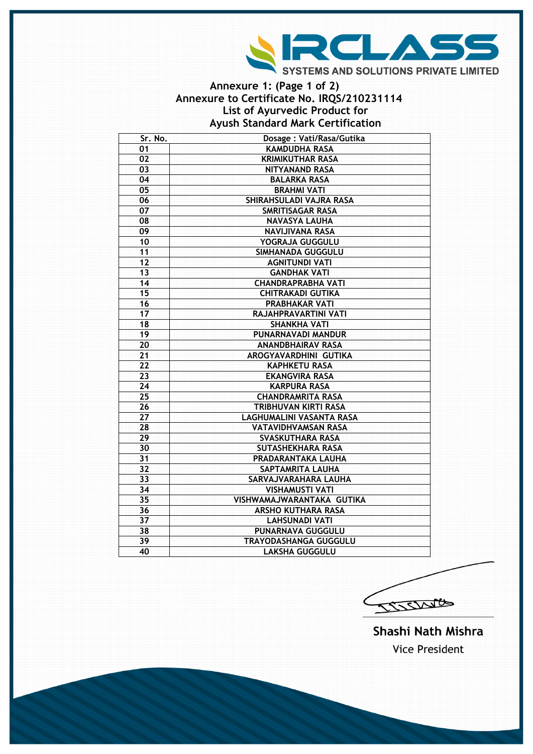IRCLASS SYSTEMS AND SOLUTIONS PRIVATE LIMITED

## Annexure 1: (Page 1 of 2)
## Annexure to Certificate No. IRQS/210231114
## List of Ayurvedic Product for
## Ayush Standard Mark Certification

| Sr. No. | Dosage : Vati/Rasa/Gutika |
|---|---|
| 01 | KAMDUDHA RASA |
| 02 | KRIMIKUTHAR RASA |
| 03 | NITYANAND RASA |
| 04 | BALARKA RASA |
| 05 | BRAHMI VATI |
| 06 | SHIRAHSULADI VAJRA RASA |
| 07 | SMRITISAGAR RASA |
| 08 | NAVASYA LAUHA |
| 09 | NAVIJIVANA RASA |
| 10 | YOGRAJA GUGGULU |
| 11 | SIMHANADA GUGGULU |
| 12 | AGNITUNDI VATI |
| 13 | GANDHAK VATI |
| 14 | CHANDRAPRABHA VATI |
| 15 | CHITRAKADI GUTIKA |
| 16 | PRABHAKAR VATI |
| 17 | RAJAHPRAVARTINI VATI |
| 18 | SHANKHA VATI |
| 19 | PUNARNAVADI MANDUR |
| 20 | ANANDBHAIRAV RASA |
| 21 | AROGYAVARDHINI GUTIKA |
| 22 | KAPHKETU RASA |
| 23 | EKANGVIRA RASA |
| 24 | KARPURA RASA |
| 25 | CHANDRAMRITA RASA |
| 26 | TRIBHUVAN KIRTI RASA |
| 27 | LAGHUMALINI VASANTA RASA |
| 28 | VATAVIDHVAMSAN RASA |
| 29 | SVASKUTHARA RASA |
| 30 | SUTASHEKHARA RASA |
| 31 | PRADARANTAKA LAUHA |
| 32 | SAPTAMRITA LAUHA |
| 33 | SARVAJVARAHARA LAUHA |
| 34 | VISHAMUSTI VATI |
| 35 | VISHWAMAJWARANTAKA GUTIKA |
| 36 | ARSHO KUTHARA RASA |
| 37 | LAHSUNADI VATI |
| 38 | PUNARNAVA GUGGULU |
| 39 | TRAYODASHANGA GUGGULU |
| 40 | LAKSHA GUGGULU |

**Shashi Nath Mishra**
Vice President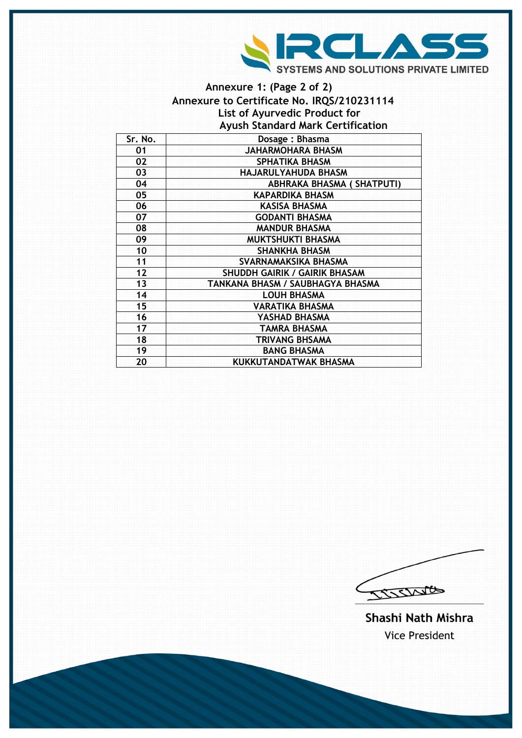IRCLASS SYSTEMS AND SOLUTIONS PRIVATE LIMITED

**Annexure 1: (Page 2 of 2)**
**Annexure to Certificate No. IRQS/210231114**
**List of Ayurvedic Product for**
**Ayush Standard Mark Certification**

| Sr. No. | Dosage : Bhasma |
|---|---|
| 01 | JAHARMOHARA BHASM |
| 02 | SPHATIKA BHASM |
| 03 | HAJARULYAHUDA BHASM |
| 04 | ABHRAKA BHASMA ( SHATPUTI) |
| 05 | KAPARDIKA BHASM |
| 06 | KASISA BHASMA |
| 07 | GODANTI BHASMA |
| 08 | MANDUR BHASMA |
| 09 | MUKTSHUKTI BHASMA |
| 10 | SHANKHA BHASM |
| 11 | SVARNAMAKSIKA BHASMA |
| 12 | SHUDDH GAIRIK / GAIRIK BHASAM |
| 13 | TANKANA BHASM / SAUBHAGYA BHASMA |
| 14 | LOUH BHASMA |
| 15 | VARATIKA BHASMA |
| 16 | YASHAD BHASMA |
| 17 | TAMRA BHASMA |
| 18 | TRIVANG BHSAMA |
| 19 | BANG BHASMA |
| 20 | KUKKUTANDATWAK BHASMA |

**Shashi Nath Mishra**
Vice President